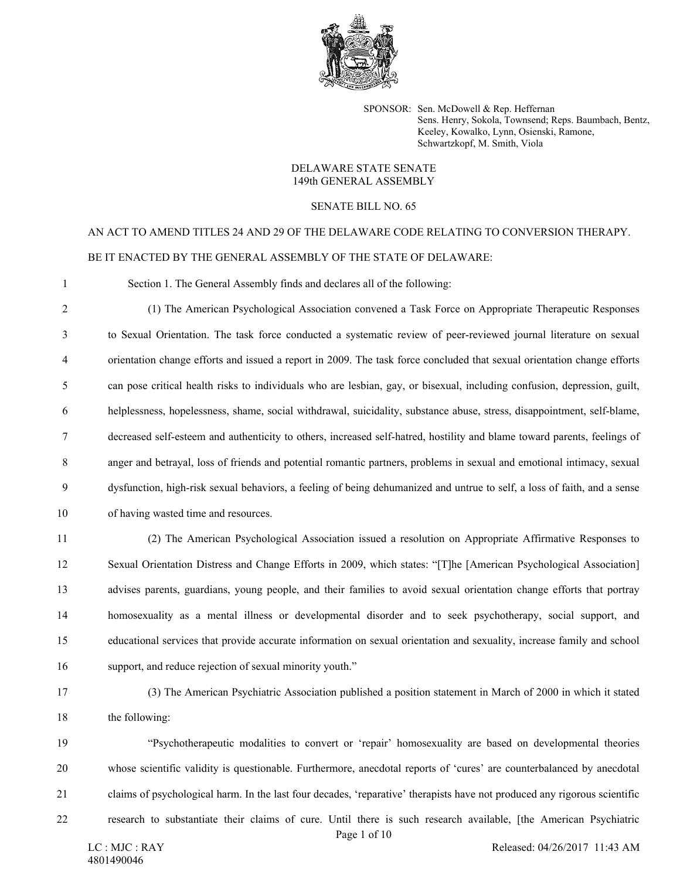SPONSOR: Sen. McDowell & Rep. Heffernan
Sens. Henry, Sokola, Townsend; Reps. Baumbach, Bentz, Keeley, Kowalko, Lynn, Osienski, Ramone, Schwartzkopf, M. Smith, Viola

DELAWARE STATE SENATE
149th GENERAL ASSEMBLY

SENATE BILL NO. 65

AN ACT TO AMEND TITLES 24 AND 29 OF THE DELAWARE CODE RELATING TO CONVERSION THERAPY.

BE IT ENACTED BY THE GENERAL ASSEMBLY OF THE STATE OF DELAWARE:

1 Section 1. The General Assembly finds and declares all of the following:

2 (1) The American Psychological Association convened a Task Force on Appropriate Therapeutic Responses
3 to Sexual Orientation. The task force conducted a systematic review of peer-reviewed journal literature on sexual
4 orientation change efforts and issued a report in 2009. The task force concluded that sexual orientation change efforts
5 can pose critical health risks to individuals who are lesbian, gay, or bisexual, including confusion, depression, guilt,
6 helplessness, hopelessness, shame, social withdrawal, suicidality, substance abuse, stress, disappointment, self-blame,
7 decreased self-esteem and authenticity to others, increased self-hatred, hostility and blame toward parents, feelings of
8 anger and betrayal, loss of friends and potential romantic partners, problems in sexual and emotional intimacy, sexual
9 dysfunction, high-risk sexual behaviors, a feeling of being dehumanized and untrue to self, a loss of faith, and a sense
10 of having wasted time and resources.

11 (2) The American Psychological Association issued a resolution on Appropriate Affirmative Responses to
12 Sexual Orientation Distress and Change Efforts in 2009, which states: "[T]he [American Psychological Association]
13 advises parents, guardians, young people, and their families to avoid sexual orientation change efforts that portray
14 homosexuality as a mental illness or developmental disorder and to seek psychotherapy, social support, and
15 educational services that provide accurate information on sexual orientation and sexuality, increase family and school
16 support, and reduce rejection of sexual minority youth."

17 (3) The American Psychiatric Association published a position statement in March of 2000 in which it stated
18 the following:

19 "Psychotherapeutic modalities to convert or 'repair' homosexuality are based on developmental theories
20 whose scientific validity is questionable. Furthermore, anecdotal reports of 'cures' are counterbalanced by anecdotal
21 claims of psychological harm. In the last four decades, 'reparative' therapists have not produced any rigorous scientific
22 research to substantiate their claims of cure. Until there is such research available, [the American Psychiatric

LC : MJC : RAY
4801490046

Released: 04/26/2017 11:43 AM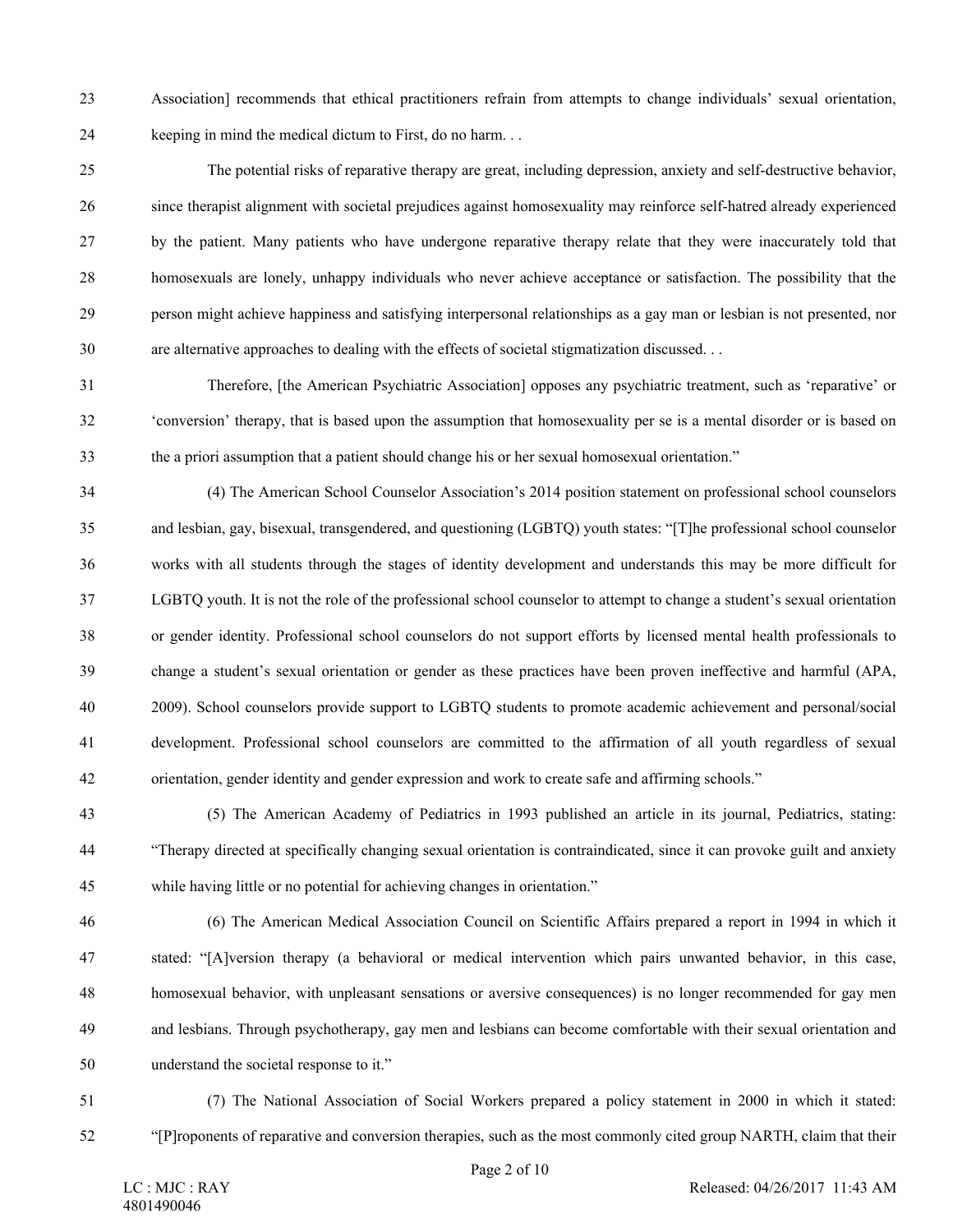Association] recommends that ethical practitioners refrain from attempts to change individuals' sexual orientation, keeping in mind the medical dictum to First, do no harm. . .

The potential risks of reparative therapy are great, including depression, anxiety and self-destructive behavior, since therapist alignment with societal prejudices against homosexuality may reinforce self-hatred already experienced by the patient. Many patients who have undergone reparative therapy relate that they were inaccurately told that homosexuals are lonely, unhappy individuals who never achieve acceptance or satisfaction. The possibility that the person might achieve happiness and satisfying interpersonal relationships as a gay man or lesbian is not presented, nor are alternative approaches to dealing with the effects of societal stigmatization discussed. . .

Therefore, [the American Psychiatric Association] opposes any psychiatric treatment, such as 'reparative' or 'conversion' therapy, that is based upon the assumption that homosexuality per se is a mental disorder or is based on the a priori assumption that a patient should change his or her sexual homosexual orientation."

(4) The American School Counselor Association's 2014 position statement on professional school counselors and lesbian, gay, bisexual, transgendered, and questioning (LGBTQ) youth states: "[T]he professional school counselor works with all students through the stages of identity development and understands this may be more difficult for LGBTQ youth. It is not the role of the professional school counselor to attempt to change a student's sexual orientation or gender identity. Professional school counselors do not support efforts by licensed mental health professionals to change a student's sexual orientation or gender as these practices have been proven ineffective and harmful (APA, 2009). School counselors provide support to LGBTQ students to promote academic achievement and personal/social development. Professional school counselors are committed to the affirmation of all youth regardless of sexual orientation, gender identity and gender expression and work to create safe and affirming schools."

(5) The American Academy of Pediatrics in 1993 published an article in its journal, Pediatrics, stating: "Therapy directed at specifically changing sexual orientation is contraindicated, since it can provoke guilt and anxiety while having little or no potential for achieving changes in orientation."

(6) The American Medical Association Council on Scientific Affairs prepared a report in 1994 in which it stated: "[A]version therapy (a behavioral or medical intervention which pairs unwanted behavior, in this case, homosexual behavior, with unpleasant sensations or aversive consequences) is no longer recommended for gay men and lesbians. Through psychotherapy, gay men and lesbians can become comfortable with their sexual orientation and understand the societal response to it."

(7) The National Association of Social Workers prepared a policy statement in 2000 in which it stated: "[P]roponents of reparative and conversion therapies, such as the most commonly cited group NARTH, claim that their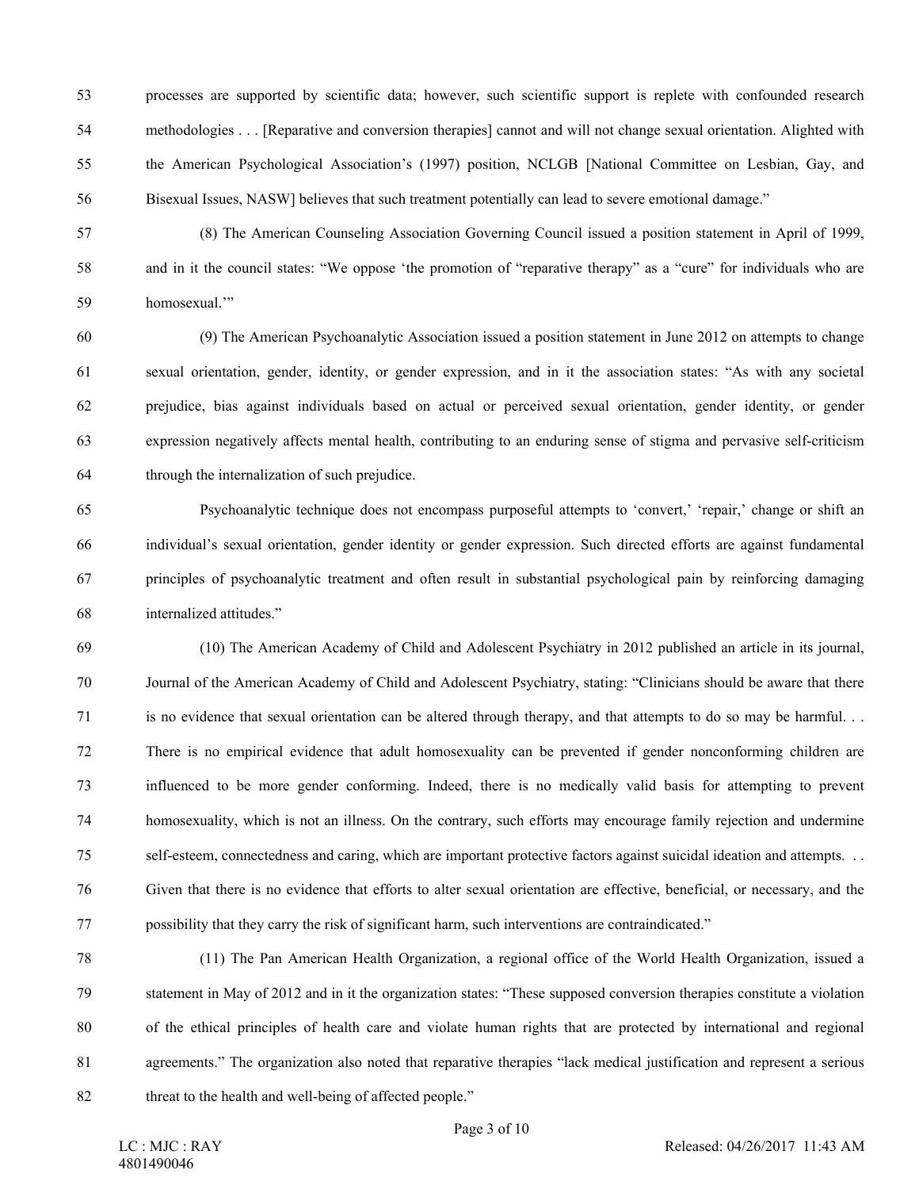processes are supported by scientific data; however, such scientific support is replete with confounded research methodologies . . . [Reparative and conversion therapies] cannot and will not change sexual orientation. Alighted with the American Psychological Association's (1997) position, NCLGB [National Committee on Lesbian, Gay, and Bisexual Issues, NASW] believes that such treatment potentially can lead to severe emotional damage."

(8) The American Counseling Association Governing Council issued a position statement in April of 1999, and in it the council states: "We oppose 'the promotion of "reparative therapy" as a "cure" for individuals who are homosexual.'"

(9) The American Psychoanalytic Association issued a position statement in June 2012 on attempts to change sexual orientation, gender, identity, or gender expression, and in it the association states: "As with any societal prejudice, bias against individuals based on actual or perceived sexual orientation, gender identity, or gender expression negatively affects mental health, contributing to an enduring sense of stigma and pervasive self-criticism through the internalization of such prejudice.

Psychoanalytic technique does not encompass purposeful attempts to 'convert,' 'repair,' change or shift an individual's sexual orientation, gender identity or gender expression. Such directed efforts are against fundamental principles of psychoanalytic treatment and often result in substantial psychological pain by reinforcing damaging internalized attitudes."

(10) The American Academy of Child and Adolescent Psychiatry in 2012 published an article in its journal, Journal of the American Academy of Child and Adolescent Psychiatry, stating: "Clinicians should be aware that there is no evidence that sexual orientation can be altered through therapy, and that attempts to do so may be harmful. . . There is no empirical evidence that adult homosexuality can be prevented if gender nonconforming children are influenced to be more gender conforming. Indeed, there is no medically valid basis for attempting to prevent homosexuality, which is not an illness. On the contrary, such efforts may encourage family rejection and undermine self-esteem, connectedness and caring, which are important protective factors against suicidal ideation and attempts. . . Given that there is no evidence that efforts to alter sexual orientation are effective, beneficial, or necessary, and the possibility that they carry the risk of significant harm, such interventions are contraindicated."

(11) The Pan American Health Organization, a regional office of the World Health Organization, issued a statement in May of 2012 and in it the organization states: "These supposed conversion therapies constitute a violation of the ethical principles of health care and violate human rights that are protected by international and regional agreements." The organization also noted that reparative therapies "lack medical justification and represent a serious threat to the health and well-being of affected people."

LC : MJC : RAY
4801490046

Released: 04/26/2017 11:43 AM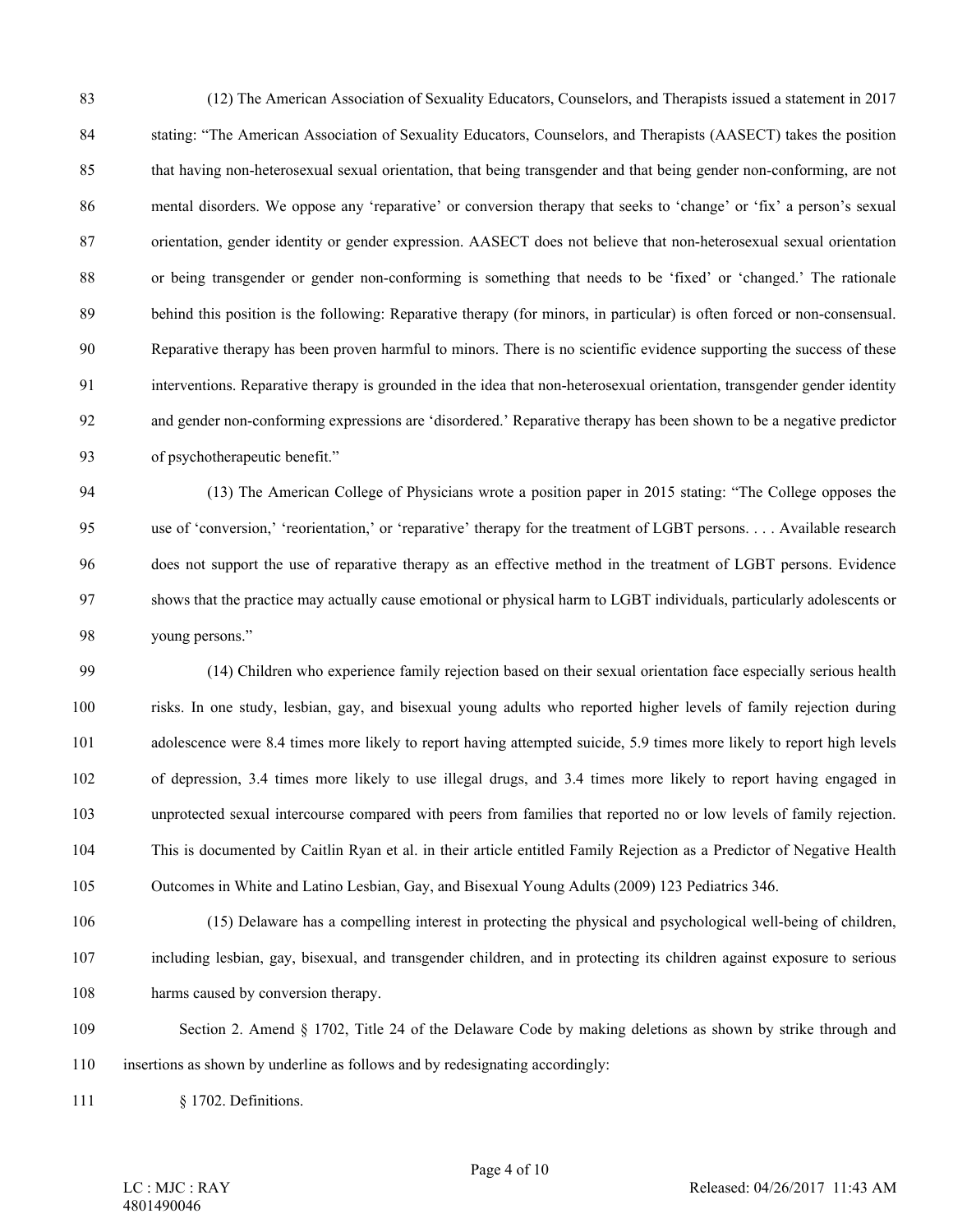(12) The American Association of Sexuality Educators, Counselors, and Therapists issued a statement in 2017 stating: "The American Association of Sexuality Educators, Counselors, and Therapists (AASECT) takes the position that having non-heterosexual sexual orientation, that being transgender and that being gender non-conforming, are not mental disorders. We oppose any 'reparative' or conversion therapy that seeks to 'change' or 'fix' a person's sexual orientation, gender identity or gender expression. AASECT does not believe that non-heterosexual sexual orientation or being transgender or gender non-conforming is something that needs to be 'fixed' or 'changed.' The rationale behind this position is the following: Reparative therapy (for minors, in particular) is often forced or non-consensual. Reparative therapy has been proven harmful to minors. There is no scientific evidence supporting the success of these interventions. Reparative therapy is grounded in the idea that non-heterosexual orientation, transgender gender identity and gender non-conforming expressions are 'disordered.' Reparative therapy has been shown to be a negative predictor of psychotherapeutic benefit."

(13) The American College of Physicians wrote a position paper in 2015 stating: "The College opposes the use of 'conversion,' 'reorientation,' or 'reparative' therapy for the treatment of LGBT persons. . . . Available research does not support the use of reparative therapy as an effective method in the treatment of LGBT persons. Evidence shows that the practice may actually cause emotional or physical harm to LGBT individuals, particularly adolescents or young persons."

(14) Children who experience family rejection based on their sexual orientation face especially serious health risks. In one study, lesbian, gay, and bisexual young adults who reported higher levels of family rejection during adolescence were 8.4 times more likely to report having attempted suicide, 5.9 times more likely to report high levels of depression, 3.4 times more likely to use illegal drugs, and 3.4 times more likely to report having engaged in unprotected sexual intercourse compared with peers from families that reported no or low levels of family rejection. This is documented by Caitlin Ryan et al. in their article entitled Family Rejection as a Predictor of Negative Health Outcomes in White and Latino Lesbian, Gay, and Bisexual Young Adults (2009) 123 Pediatrics 346.

(15) Delaware has a compelling interest in protecting the physical and psychological well-being of children, including lesbian, gay, bisexual, and transgender children, and in protecting its children against exposure to serious harms caused by conversion therapy.

Section 2. Amend § 1702, Title 24 of the Delaware Code by making deletions as shown by strike through and insertions as shown by underline as follows and by redesignating accordingly:

§ 1702. Definitions.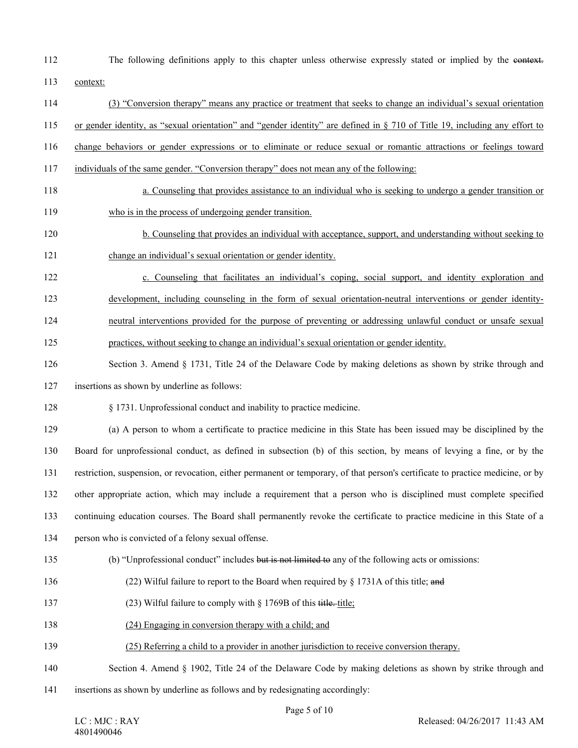The following definitions apply to this chapter unless otherwise expressly stated or implied by the ~~context.~~ context:

(3) "Conversion therapy" means any practice or treatment that seeks to change an individual's sexual orientation or gender identity, as "sexual orientation" and "gender identity" are defined in § 710 of Title 19, including any effort to change behaviors or gender expressions or to eliminate or reduce sexual or romantic attractions or feelings toward individuals of the same gender. "Conversion therapy" does not mean any of the following:

a. Counseling that provides assistance to an individual who is seeking to undergo a gender transition or who is in the process of undergoing gender transition.

b. Counseling that provides an individual with acceptance, support, and understanding without seeking to change an individual's sexual orientation or gender identity.

c. Counseling that facilitates an individual's coping, social support, and identity exploration and development, including counseling in the form of sexual orientation-neutral interventions or gender identity-neutral interventions provided for the purpose of preventing or addressing unlawful conduct or unsafe sexual practices, without seeking to change an individual's sexual orientation or gender identity.

Section 3. Amend § 1731, Title 24 of the Delaware Code by making deletions as shown by strike through and insertions as shown by underline as follows:

§ 1731. Unprofessional conduct and inability to practice medicine.

(a) A person to whom a certificate to practice medicine in this State has been issued may be disciplined by the Board for unprofessional conduct, as defined in subsection (b) of this section, by means of levying a fine, or by the restriction, suspension, or revocation, either permanent or temporary, of that person's certificate to practice medicine, or by other appropriate action, which may include a requirement that a person who is disciplined must complete specified continuing education courses. The Board shall permanently revoke the certificate to practice medicine in this State of a person who is convicted of a felony sexual offense.

(b) "Unprofessional conduct" includes ~~but is not limited to~~ any of the following acts or omissions:

(22) Wilful failure to report to the Board when required by § 1731A of this title; ~~and~~

(23) Wilful failure to comply with § 1769B of this ~~title.~~ title;

(24) Engaging in conversion therapy with a child; and

(25) Referring a child to a provider in another jurisdiction to receive conversion therapy.

Section 4. Amend § 1902, Title 24 of the Delaware Code by making deletions as shown by strike through and insertions as shown by underline as follows and by redesignating accordingly: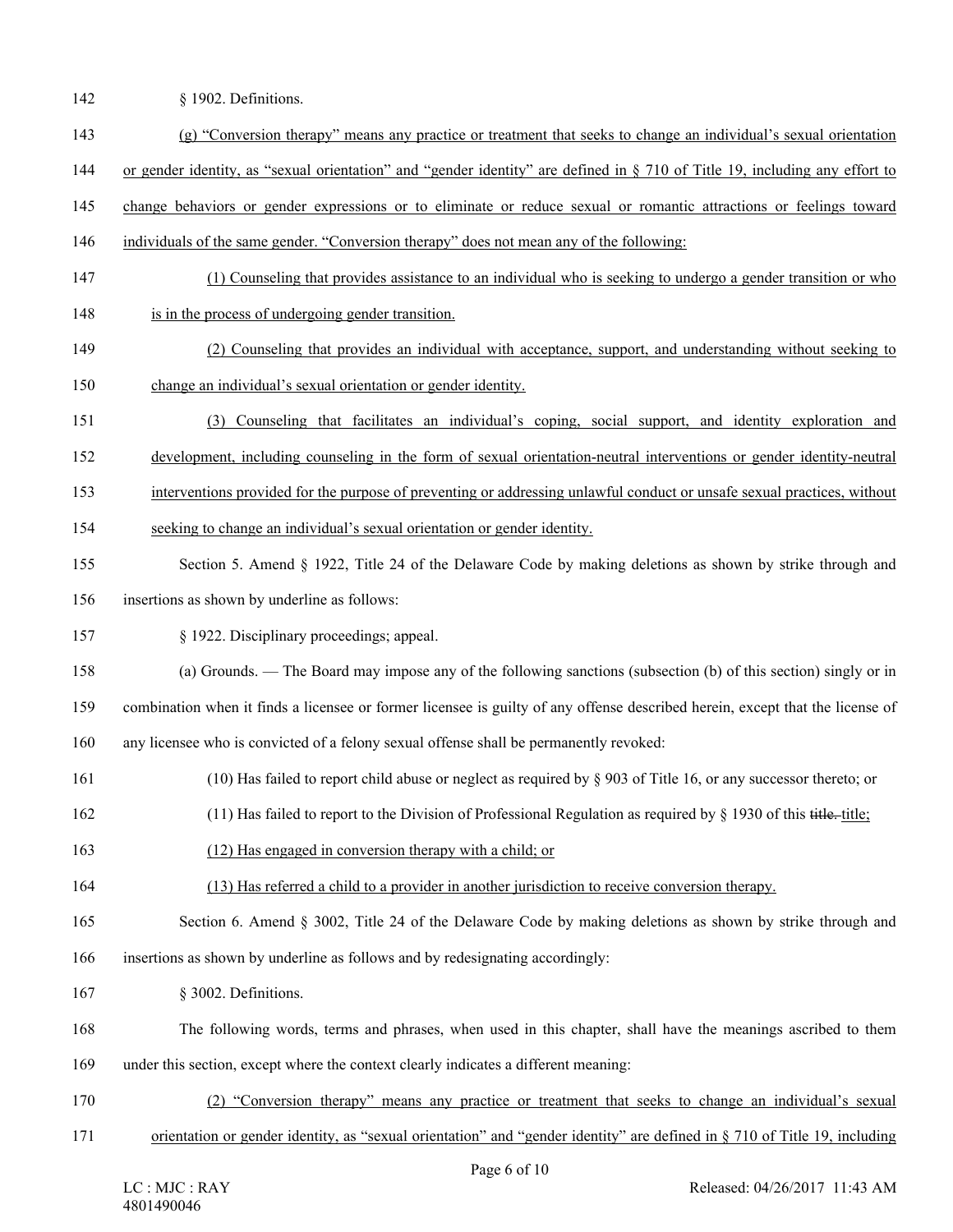§ 1902. Definitions.

<u>(g) "Conversion therapy" means any practice or treatment that seeks to change an individual's sexual orientation or gender identity, as "sexual orientation" and "gender identity" are defined in § 710 of Title 19, including any effort to change behaviors or gender expressions or to eliminate or reduce sexual or romantic attractions or feelings toward individuals of the same gender. "Conversion therapy" does not mean any of the following:</u>

<u>(1) Counseling that provides assistance to an individual who is seeking to undergo a gender transition or who is in the process of undergoing gender transition.</u>

<u>(2) Counseling that provides an individual with acceptance, support, and understanding without seeking to change an individual's sexual orientation or gender identity.</u>

<u>(3) Counseling that facilitates an individual's coping, social support, and identity exploration and development, including counseling in the form of sexual orientation-neutral interventions or gender identity-neutral interventions provided for the purpose of preventing or addressing unlawful conduct or unsafe sexual practices, without seeking to change an individual's sexual orientation or gender identity.</u>

Section 5. Amend § 1922, Title 24 of the Delaware Code by making deletions as shown by strike through and insertions as shown by underline as follows:

§ 1922. Disciplinary proceedings; appeal.

(a) Grounds. — The Board may impose any of the following sanctions (subsection (b) of this section) singly or in combination when it finds a licensee or former licensee is guilty of any offense described herein, except that the license of any licensee who is convicted of a felony sexual offense shall be permanently revoked:

(10) Has failed to report child abuse or neglect as required by § 903 of Title 16, or any successor thereto; or

(11) Has failed to report to the Division of Professional Regulation as required by § 1930 of this ~~title.~~ <u>title;</u>

<u>(12) Has engaged in conversion therapy with a child; or</u>

<u>(13) Has referred a child to a provider in another jurisdiction to receive conversion therapy.</u>

Section 6. Amend § 3002, Title 24 of the Delaware Code by making deletions as shown by strike through and insertions as shown by underline as follows and by redesignating accordingly:

§ 3002. Definitions.

The following words, terms and phrases, when used in this chapter, shall have the meanings ascribed to them under this section, except where the context clearly indicates a different meaning:

<u>(2) "Conversion therapy" means any practice or treatment that seeks to change an individual's sexual orientation or gender identity, as "sexual orientation" and "gender identity" are defined in § 710 of Title 19, including</u>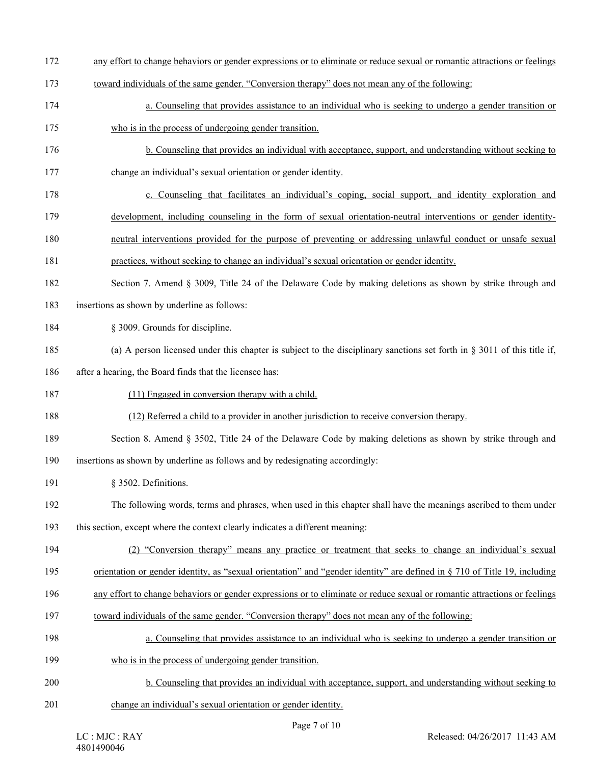any effort to change behaviors or gender expressions or to eliminate or reduce sexual or romantic attractions or feelings toward individuals of the same gender. "Conversion therapy" does not mean any of the following:

a. Counseling that provides assistance to an individual who is seeking to undergo a gender transition or who is in the process of undergoing gender transition.

b. Counseling that provides an individual with acceptance, support, and understanding without seeking to change an individual's sexual orientation or gender identity.

c. Counseling that facilitates an individual's coping, social support, and identity exploration and development, including counseling in the form of sexual orientation-neutral interventions or gender identity-neutral interventions provided for the purpose of preventing or addressing unlawful conduct or unsafe sexual practices, without seeking to change an individual's sexual orientation or gender identity.

Section 7. Amend § 3009, Title 24 of the Delaware Code by making deletions as shown by strike through and insertions as shown by underline as follows:

§ 3009. Grounds for discipline.

(a) A person licensed under this chapter is subject to the disciplinary sanctions set forth in § 3011 of this title if, after a hearing, the Board finds that the licensee has:

(11) Engaged in conversion therapy with a child.

(12) Referred a child to a provider in another jurisdiction to receive conversion therapy.

Section 8. Amend § 3502, Title 24 of the Delaware Code by making deletions as shown by strike through and insertions as shown by underline as follows and by redesignating accordingly:

§ 3502. Definitions.

The following words, terms and phrases, when used in this chapter shall have the meanings ascribed to them under this section, except where the context clearly indicates a different meaning:

(2) "Conversion therapy" means any practice or treatment that seeks to change an individual's sexual orientation or gender identity, as "sexual orientation" and "gender identity" are defined in § 710 of Title 19, including any effort to change behaviors or gender expressions or to eliminate or reduce sexual or romantic attractions or feelings toward individuals of the same gender. "Conversion therapy" does not mean any of the following:

a. Counseling that provides assistance to an individual who is seeking to undergo a gender transition or who is in the process of undergoing gender transition.

b. Counseling that provides an individual with acceptance, support, and understanding without seeking to change an individual's sexual orientation or gender identity.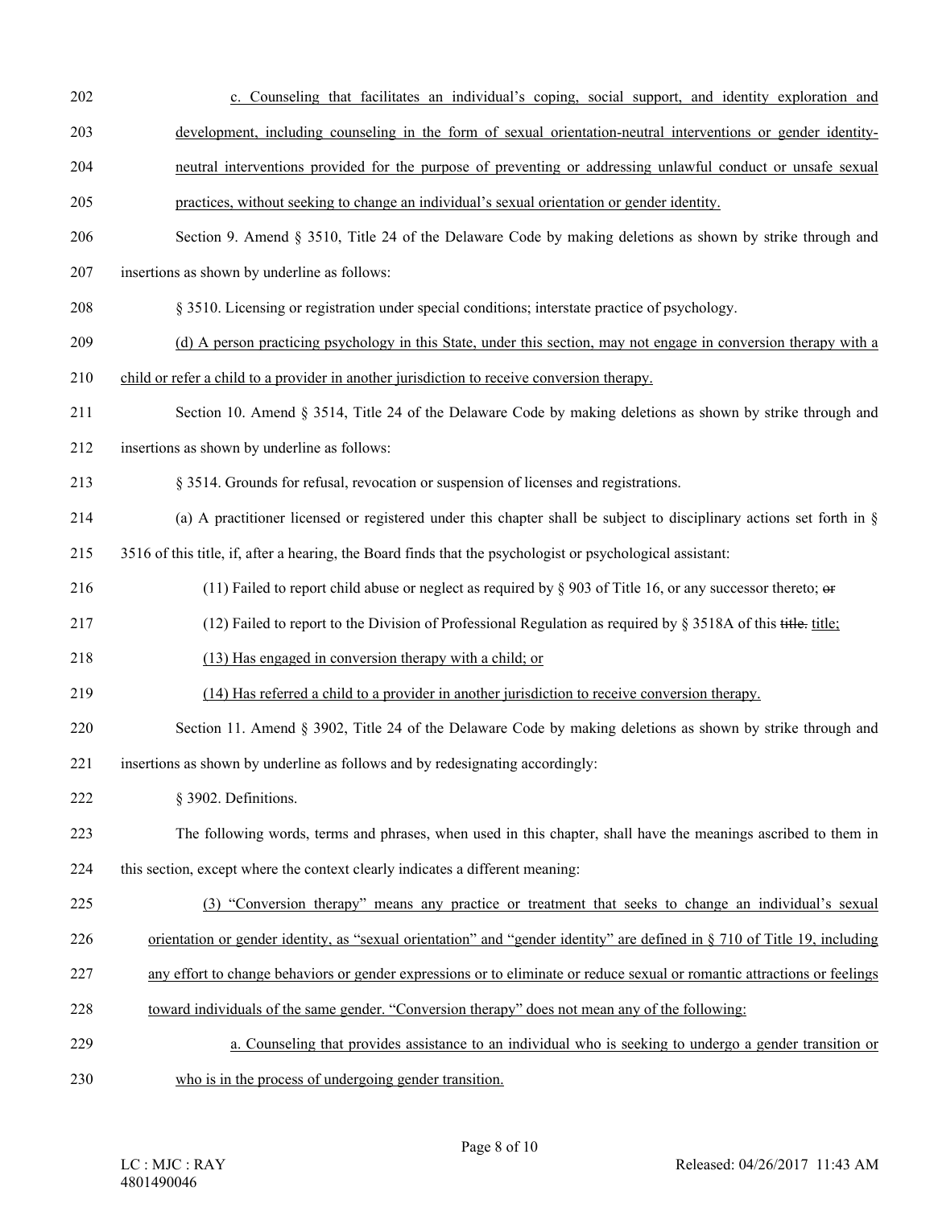c. Counseling that facilitates an individual's coping, social support, and identity exploration and development, including counseling in the form of sexual orientation-neutral interventions or gender identity-neutral interventions provided for the purpose of preventing or addressing unlawful conduct or unsafe sexual practices, without seeking to change an individual's sexual orientation or gender identity.

Section 9. Amend § 3510, Title 24 of the Delaware Code by making deletions as shown by strike through and insertions as shown by underline as follows:

§ 3510. Licensing or registration under special conditions; interstate practice of psychology.

(d) A person practicing psychology in this State, under this section, may not engage in conversion therapy with a child or refer a child to a provider in another jurisdiction to receive conversion therapy.

Section 10. Amend § 3514, Title 24 of the Delaware Code by making deletions as shown by strike through and insertions as shown by underline as follows:

§ 3514. Grounds for refusal, revocation or suspension of licenses and registrations.

(a) A practitioner licensed or registered under this chapter shall be subject to disciplinary actions set forth in § 3516 of this title, if, after a hearing, the Board finds that the psychologist or psychological assistant:

(11) Failed to report child abuse or neglect as required by § 903 of Title 16, or any successor thereto; ~~or~~

(12) Failed to report to the Division of Professional Regulation as required by § 3518A of this ~~title.~~ title;

(13) Has engaged in conversion therapy with a child; or

(14) Has referred a child to a provider in another jurisdiction to receive conversion therapy.

Section 11. Amend § 3902, Title 24 of the Delaware Code by making deletions as shown by strike through and insertions as shown by underline as follows and by redesignating accordingly:

§ 3902. Definitions.

The following words, terms and phrases, when used in this chapter, shall have the meanings ascribed to them in this section, except where the context clearly indicates a different meaning:

(3) "Conversion therapy" means any practice or treatment that seeks to change an individual's sexual orientation or gender identity, as "sexual orientation" and "gender identity" are defined in § 710 of Title 19, including any effort to change behaviors or gender expressions or to eliminate or reduce sexual or romantic attractions or feelings toward individuals of the same gender. "Conversion therapy" does not mean any of the following:

a. Counseling that provides assistance to an individual who is seeking to undergo a gender transition or who is in the process of undergoing gender transition.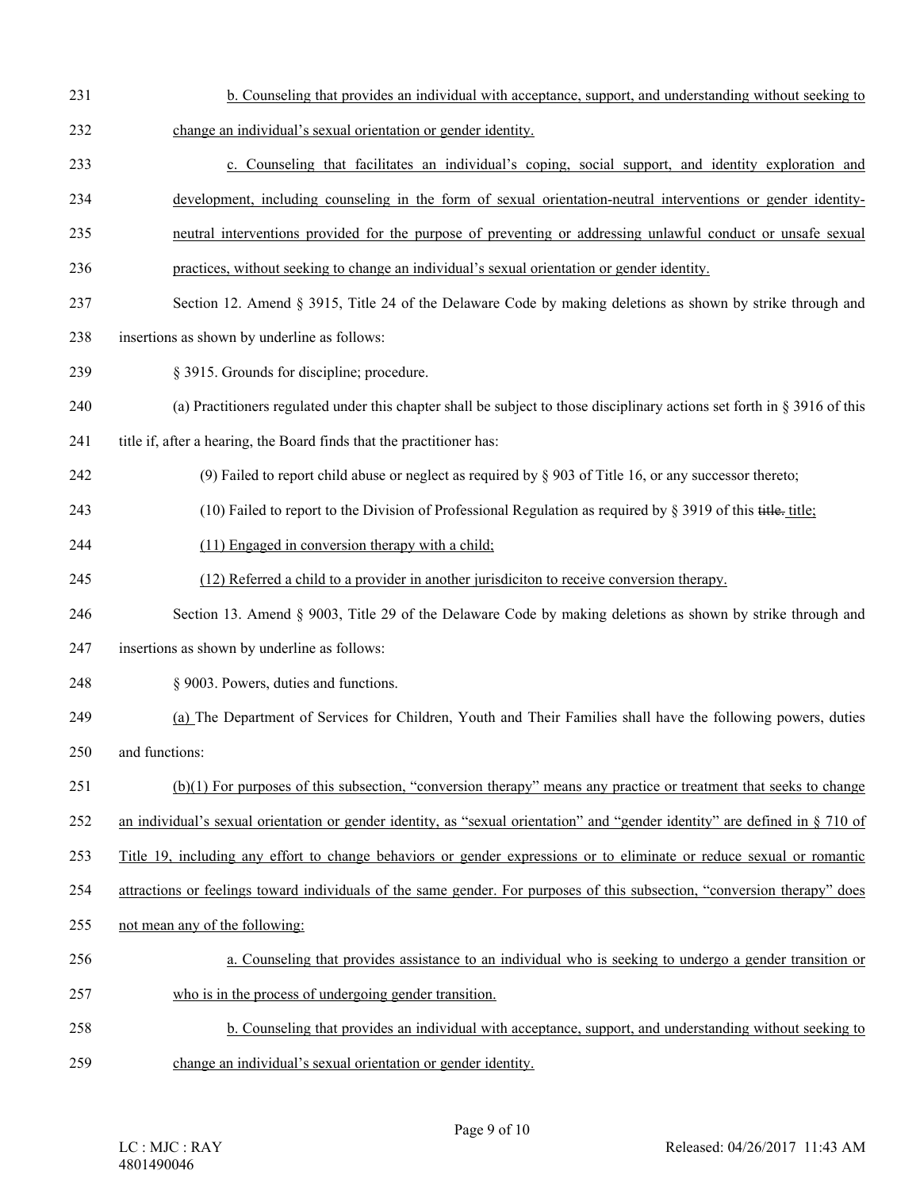b. Counseling that provides an individual with acceptance, support, and understanding without seeking to change an individual's sexual orientation or gender identity.

c. Counseling that facilitates an individual's coping, social support, and identity exploration and development, including counseling in the form of sexual orientation-neutral interventions or gender identity-neutral interventions provided for the purpose of preventing or addressing unlawful conduct or unsafe sexual practices, without seeking to change an individual's sexual orientation or gender identity.

Section 12. Amend § 3915, Title 24 of the Delaware Code by making deletions as shown by strike through and insertions as shown by underline as follows:

§ 3915. Grounds for discipline; procedure.

(a) Practitioners regulated under this chapter shall be subject to those disciplinary actions set forth in § 3916 of this title if, after a hearing, the Board finds that the practitioner has:

(9) Failed to report child abuse or neglect as required by § 903 of Title 16, or any successor thereto;

(10) Failed to report to the Division of Professional Regulation as required by § 3919 of this ~~title.~~ title;

(11) Engaged in conversion therapy with a child;

(12) Referred a child to a provider in another jurisdiciton to receive conversion therapy.

Section 13. Amend § 9003, Title 29 of the Delaware Code by making deletions as shown by strike through and insertions as shown by underline as follows:

§ 9003. Powers, duties and functions.

(a) The Department of Services for Children, Youth and Their Families shall have the following powers, duties and functions:

(b)(1) For purposes of this subsection, "conversion therapy" means any practice or treatment that seeks to change an individual's sexual orientation or gender identity, as "sexual orientation" and "gender identity" are defined in § 710 of Title 19, including any effort to change behaviors or gender expressions or to eliminate or reduce sexual or romantic attractions or feelings toward individuals of the same gender. For purposes of this subsection, "conversion therapy" does not mean any of the following:

a. Counseling that provides assistance to an individual who is seeking to undergo a gender transition or who is in the process of undergoing gender transition.

b. Counseling that provides an individual with acceptance, support, and understanding without seeking to change an individual's sexual orientation or gender identity.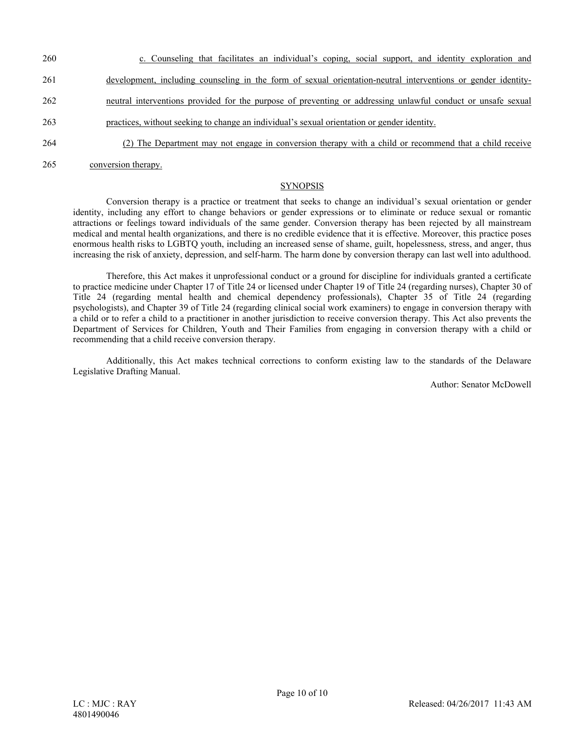260 c. Counseling that facilitates an individual's coping, social support, and identity exploration and

261 development, including counseling in the form of sexual orientation-neutral interventions or gender identity-

262 neutral interventions provided for the purpose of preventing or addressing unlawful conduct or unsafe sexual

263 practices, without seeking to change an individual's sexual orientation or gender identity.

264 (2) The Department may not engage in conversion therapy with a child or recommend that a child receive

265 conversion therapy.

## SYNOPSIS

Conversion therapy is a practice or treatment that seeks to change an individual's sexual orientation or gender identity, including any effort to change behaviors or gender expressions or to eliminate or reduce sexual or romantic attractions or feelings toward individuals of the same gender. Conversion therapy has been rejected by all mainstream medical and mental health organizations, and there is no credible evidence that it is effective. Moreover, this practice poses enormous health risks to LGBTQ youth, including an increased sense of shame, guilt, hopelessness, stress, and anger, thus increasing the risk of anxiety, depression, and self-harm. The harm done by conversion therapy can last well into adulthood.

Therefore, this Act makes it unprofessional conduct or a ground for discipline for individuals granted a certificate to practice medicine under Chapter 17 of Title 24 or licensed under Chapter 19 of Title 24 (regarding nurses), Chapter 30 of Title 24 (regarding mental health and chemical dependency professionals), Chapter 35 of Title 24 (regarding psychologists), and Chapter 39 of Title 24 (regarding clinical social work examiners) to engage in conversion therapy with a child or to refer a child to a practitioner in another jurisdiction to receive conversion therapy. This Act also prevents the Department of Services for Children, Youth and Their Families from engaging in conversion therapy with a child or recommending that a child receive conversion therapy.

Additionally, this Act makes technical corrections to conform existing law to the standards of the Delaware Legislative Drafting Manual.

Author: Senator McDowell

LC : MJC : RAY
4801490046

Released: 04/26/2017 11:43 AM